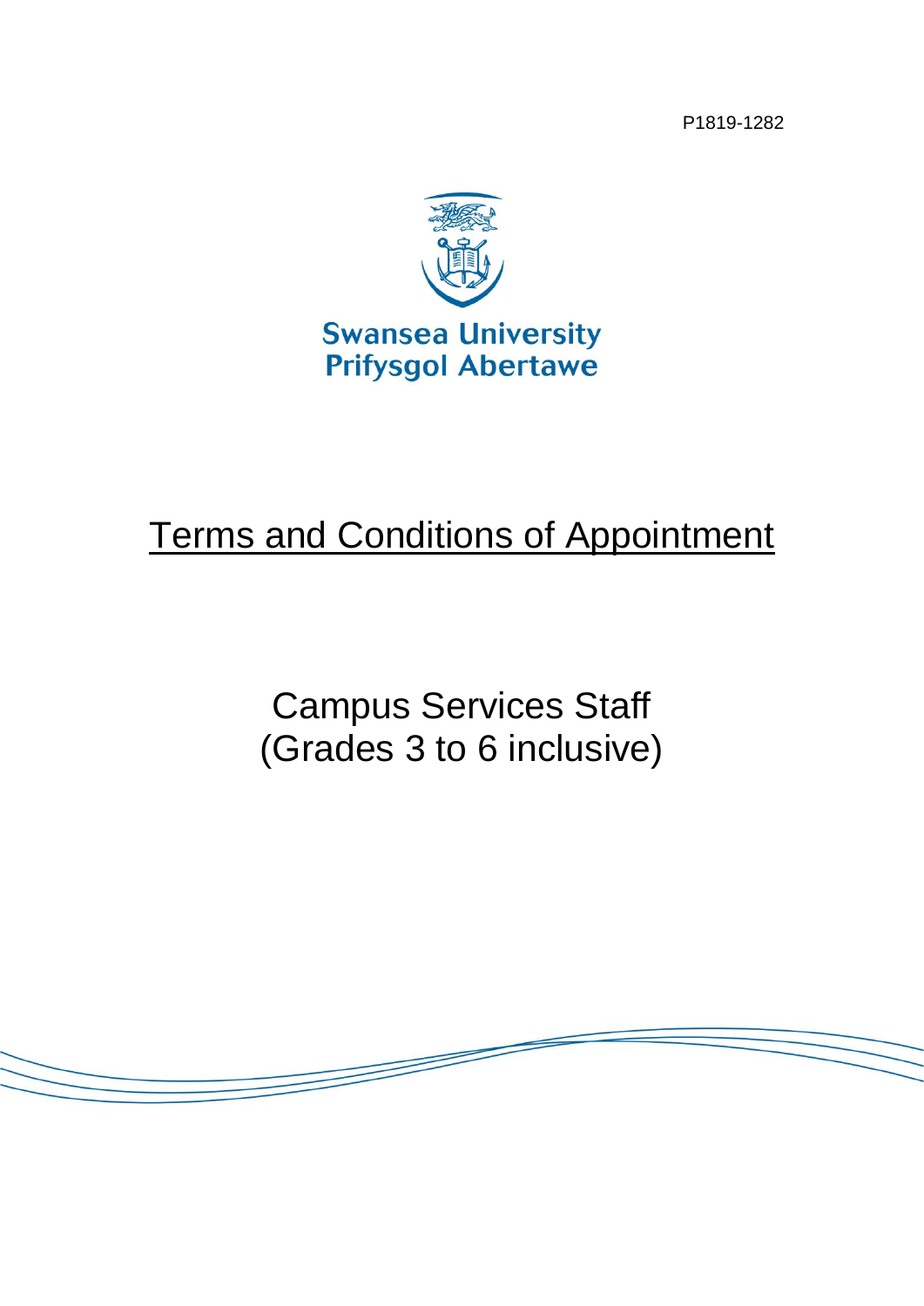P1819-1282

Swansea University
Prifysgol Abertawe

# Terms and Conditions of Appointment

## Campus Services Staff
## (Grades 3 to 6 inclusive)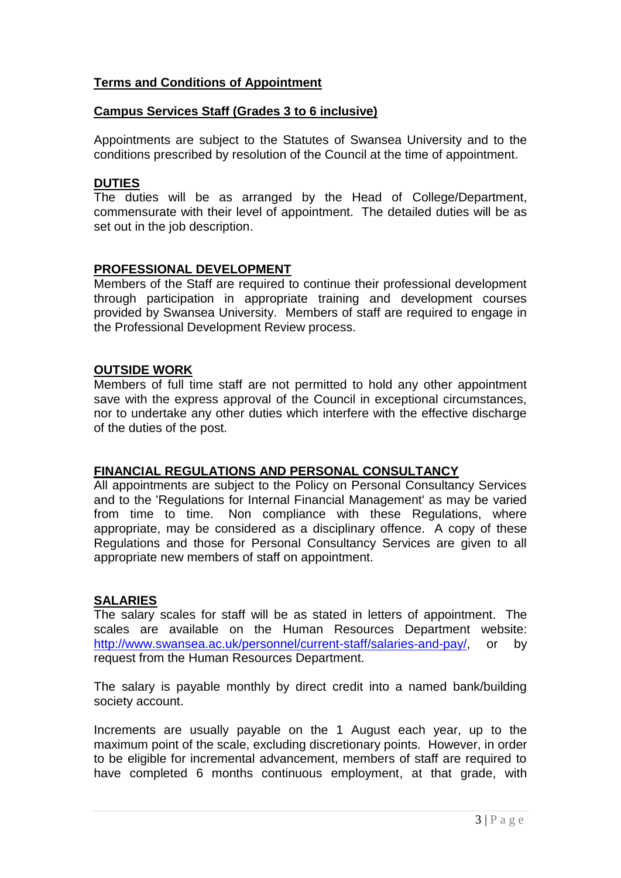## Terms and Conditions of Appointment

## Campus Services Staff (Grades 3 to 6 inclusive)

Appointments are subject to the Statutes of Swansea University and to the conditions prescribed by resolution of the Council at the time of appointment.

### DUTIES

The duties will be as arranged by the Head of College/Department, commensurate with their level of appointment. The detailed duties will be as set out in the job description.

### PROFESSIONAL DEVELOPMENT

Members of the Staff are required to continue their professional development through participation in appropriate training and development courses provided by Swansea University. Members of staff are required to engage in the Professional Development Review process.

### OUTSIDE WORK

Members of full time staff are not permitted to hold any other appointment save with the express approval of the Council in exceptional circumstances, nor to undertake any other duties which interfere with the effective discharge of the duties of the post.

### FINANCIAL REGULATIONS AND PERSONAL CONSULTANCY

All appointments are subject to the Policy on Personal Consultancy Services and to the 'Regulations for Internal Financial Management' as may be varied from time to time. Non compliance with these Regulations, where appropriate, may be considered as a disciplinary offence. A copy of these Regulations and those for Personal Consultancy Services are given to all appropriate new members of staff on appointment.

### SALARIES

The salary scales for staff will be as stated in letters of appointment. The scales are available on the Human Resources Department website: [http://www.swansea.ac.uk/personnel/current-staff/salaries-and-pay/](http://www.swansea.ac.uk/personnel/current-staff/salaries-and-pay/), or by request from the Human Resources Department.

The salary is payable monthly by direct credit into a named bank/building society account.

Increments are usually payable on the 1 August each year, up to the maximum point of the scale, excluding discretionary points. However, in order to be eligible for incremental advancement, members of staff are required to have completed 6 months continuous employment, at that grade, with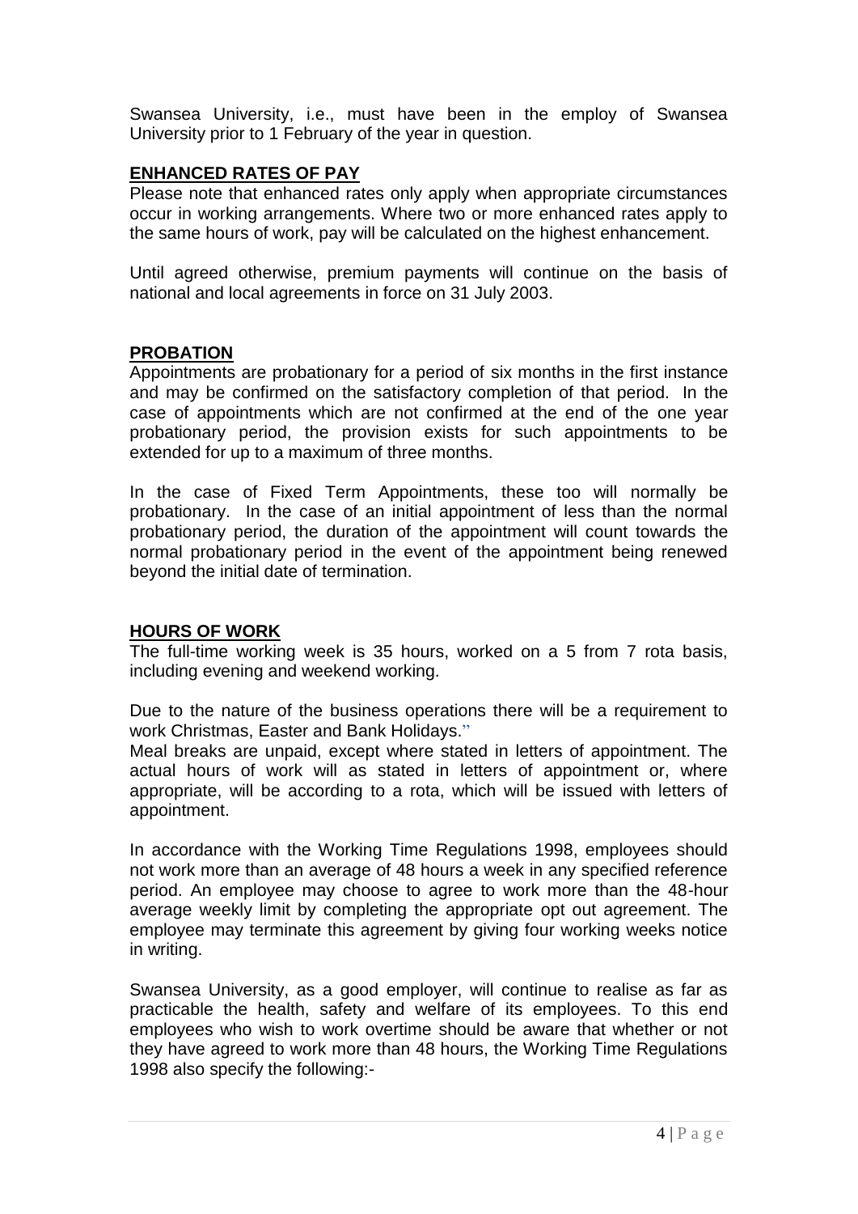Swansea University, i.e., must have been in the employ of Swansea University prior to 1 February of the year in question.

## ENHANCED RATES OF PAY

Please note that enhanced rates only apply when appropriate circumstances occur in working arrangements. Where two or more enhanced rates apply to the same hours of work, pay will be calculated on the highest enhancement.

Until agreed otherwise, premium payments will continue on the basis of national and local agreements in force on 31 July 2003.

## PROBATION

Appointments are probationary for a period of six months in the first instance and may be confirmed on the satisfactory completion of that period. In the case of appointments which are not confirmed at the end of the one year probationary period, the provision exists for such appointments to be extended for up to a maximum of three months.

In the case of Fixed Term Appointments, these too will normally be probationary. In the case of an initial appointment of less than the normal probationary period, the duration of the appointment will count towards the normal probationary period in the event of the appointment being renewed beyond the initial date of termination.

## HOURS OF WORK

The full-time working week is 35 hours, worked on a 5 from 7 rota basis, including evening and weekend working.

Due to the nature of the business operations there will be a requirement to work Christmas, Easter and Bank Holidays."

Meal breaks are unpaid, except where stated in letters of appointment. The actual hours of work will as stated in letters of appointment or, where appropriate, will be according to a rota, which will be issued with letters of appointment.

In accordance with the Working Time Regulations 1998, employees should not work more than an average of 48 hours a week in any specified reference period. An employee may choose to agree to work more than the 48-hour average weekly limit by completing the appropriate opt out agreement. The employee may terminate this agreement by giving four working weeks notice in writing.

Swansea University, as a good employer, will continue to realise as far as practicable the health, safety and welfare of its employees. To this end employees who wish to work overtime should be aware that whether or not they have agreed to work more than 48 hours, the Working Time Regulations 1998 also specify the following:-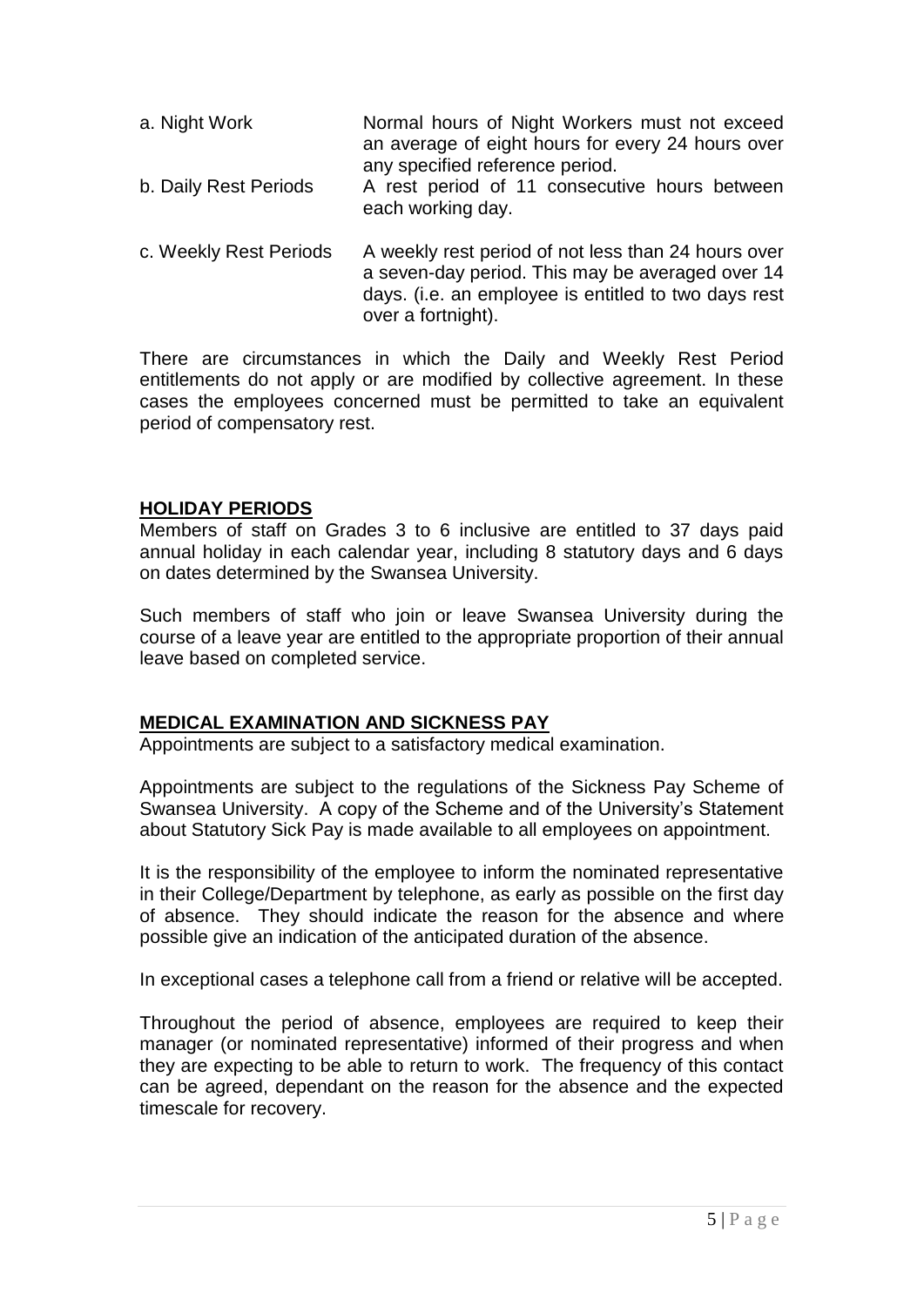| | |
|---|---|
| a. Night Work | Normal hours of Night Workers must not exceed an average of eight hours for every 24 hours over any specified reference period. |
| b. Daily Rest Periods | A rest period of 11 consecutive hours between each working day. |
| c. Weekly Rest Periods | A weekly rest period of not less than 24 hours over a seven-day period. This may be averaged over 14 days. (i.e. an employee is entitled to two days rest over a fortnight). |

There are circumstances in which the Daily and Weekly Rest Period entitlements do not apply or are modified by collective agreement. In these cases the employees concerned must be permitted to take an equivalent period of compensatory rest.

## HOLIDAY PERIODS

Members of staff on Grades 3 to 6 inclusive are entitled to 37 days paid annual holiday in each calendar year, including 8 statutory days and 6 days on dates determined by the Swansea University.

Such members of staff who join or leave Swansea University during the course of a leave year are entitled to the appropriate proportion of their annual leave based on completed service.

## MEDICAL EXAMINATION AND SICKNESS PAY

Appointments are subject to a satisfactory medical examination.

Appointments are subject to the regulations of the Sickness Pay Scheme of Swansea University. A copy of the Scheme and of the University's Statement about Statutory Sick Pay is made available to all employees on appointment.

It is the responsibility of the employee to inform the nominated representative in their College/Department by telephone, as early as possible on the first day of absence. They should indicate the reason for the absence and where possible give an indication of the anticipated duration of the absence.

In exceptional cases a telephone call from a friend or relative will be accepted.

Throughout the period of absence, employees are required to keep their manager (or nominated representative) informed of their progress and when they are expecting to be able to return to work. The frequency of this contact can be agreed, dependant on the reason for the absence and the expected timescale for recovery.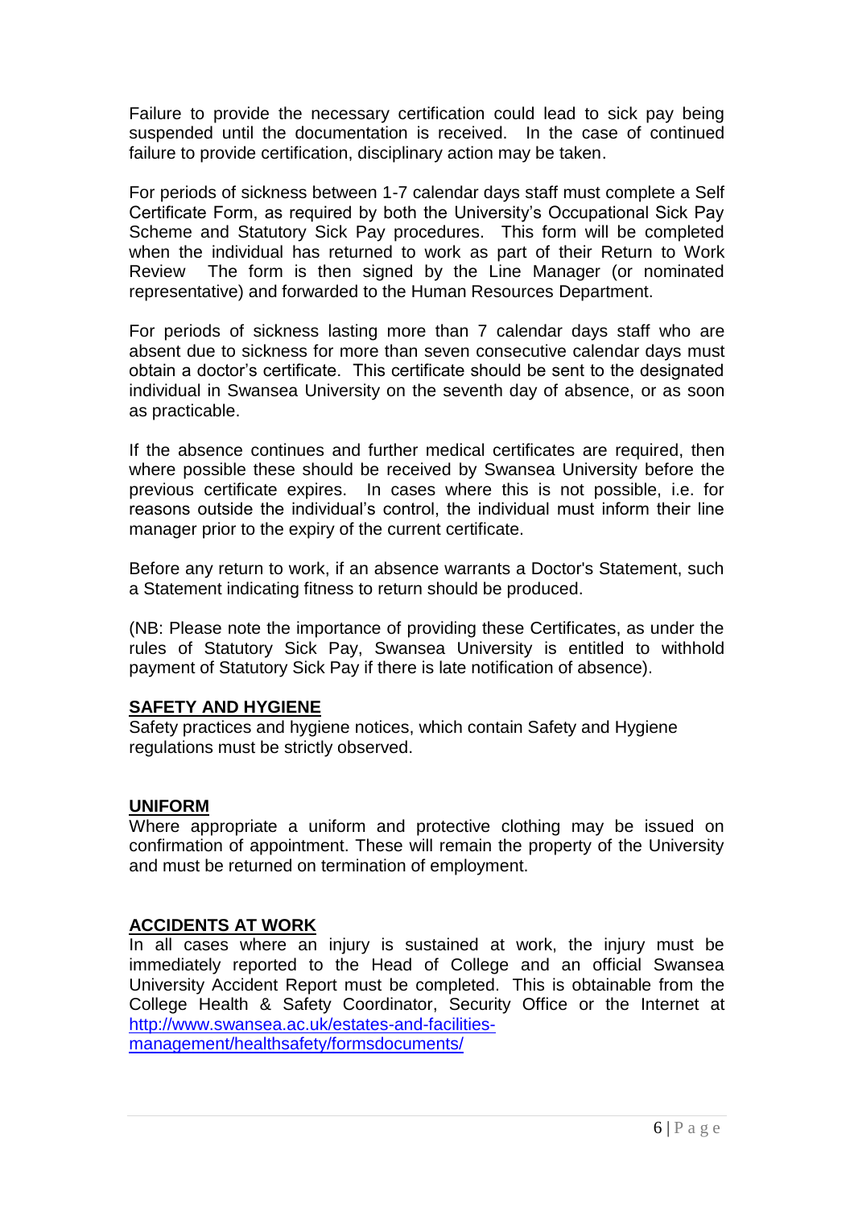Failure to provide the necessary certification could lead to sick pay being suspended until the documentation is received. In the case of continued failure to provide certification, disciplinary action may be taken.

For periods of sickness between 1-7 calendar days staff must complete a Self Certificate Form, as required by both the University's Occupational Sick Pay Scheme and Statutory Sick Pay procedures. This form will be completed when the individual has returned to work as part of their Return to Work Review The form is then signed by the Line Manager (or nominated representative) and forwarded to the Human Resources Department.

For periods of sickness lasting more than 7 calendar days staff who are absent due to sickness for more than seven consecutive calendar days must obtain a doctor's certificate. This certificate should be sent to the designated individual in Swansea University on the seventh day of absence, or as soon as practicable.

If the absence continues and further medical certificates are required, then where possible these should be received by Swansea University before the previous certificate expires. In cases where this is not possible, i.e. for reasons outside the individual's control, the individual must inform their line manager prior to the expiry of the current certificate.

Before any return to work, if an absence warrants a Doctor's Statement, such a Statement indicating fitness to return should be produced.

(NB: Please note the importance of providing these Certificates, as under the rules of Statutory Sick Pay, Swansea University is entitled to withhold payment of Statutory Sick Pay if there is late notification of absence).

## SAFETY AND HYGIENE

Safety practices and hygiene notices, which contain Safety and Hygiene regulations must be strictly observed.

## UNIFORM

Where appropriate a uniform and protective clothing may be issued on confirmation of appointment. These will remain the property of the University and must be returned on termination of employment.

## ACCIDENTS AT WORK

In all cases where an injury is sustained at work, the injury must be immediately reported to the Head of College and an official Swansea University Accident Report must be completed. This is obtainable from the College Health & Safety Coordinator, Security Office or the Internet at [http://www.swansea.ac.uk/estates-and-facilities-management/healthsafety/formsdocuments/](http://www.swansea.ac.uk/estates-and-facilities-management/healthsafety/formsdocuments/)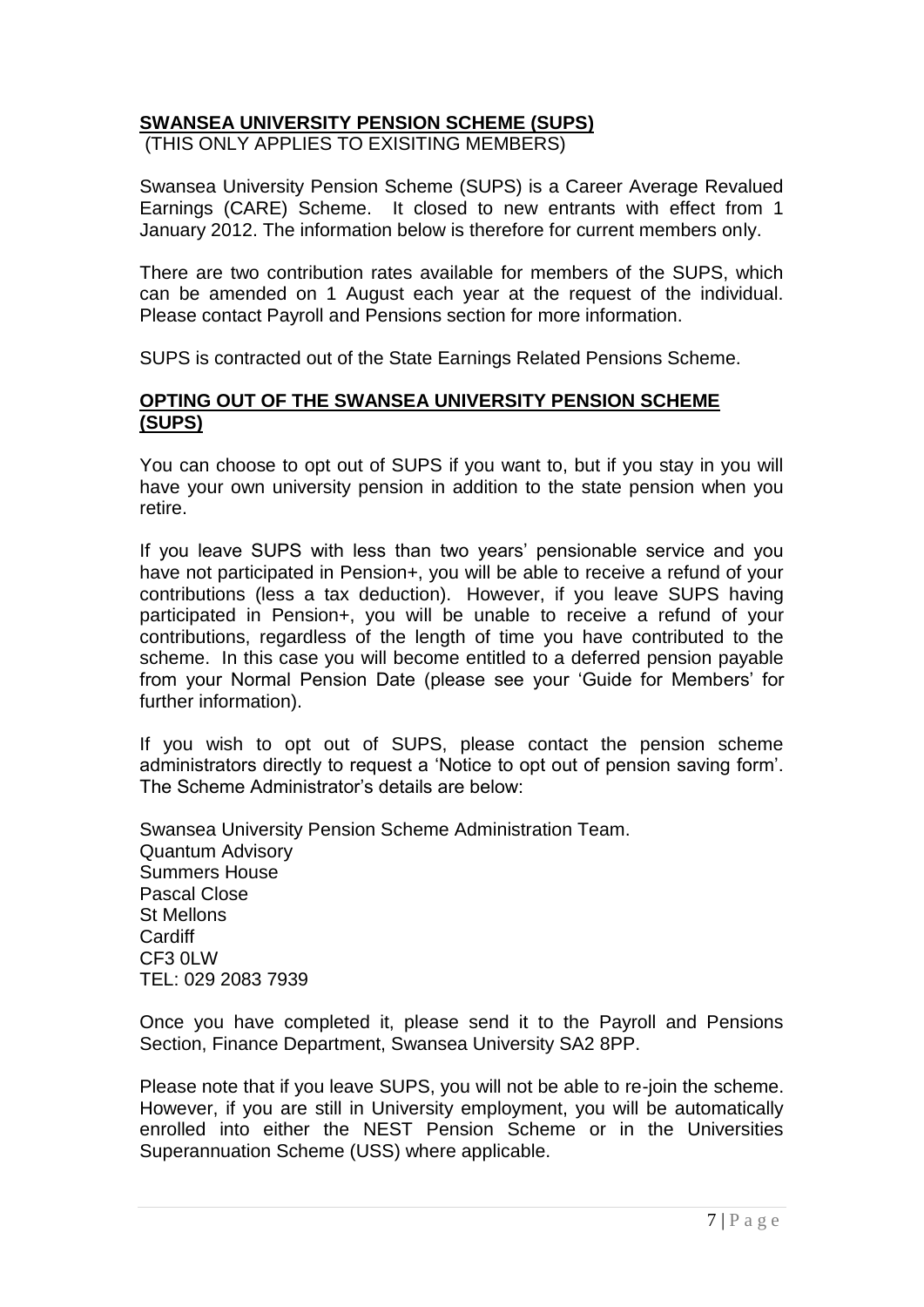## SWANSEA UNIVERSITY PENSION SCHEME (SUPS)

(THIS ONLY APPLIES TO EXISITING MEMBERS)

Swansea University Pension Scheme (SUPS) is a Career Average Revalued Earnings (CARE) Scheme. It closed to new entrants with effect from 1 January 2012. The information below is therefore for current members only.

There are two contribution rates available for members of the SUPS, which can be amended on 1 August each year at the request of the individual. Please contact Payroll and Pensions section for more information.

SUPS is contracted out of the State Earnings Related Pensions Scheme.

## OPTING OUT OF THE SWANSEA UNIVERSITY PENSION SCHEME (SUPS)

You can choose to opt out of SUPS if you want to, but if you stay in you will have your own university pension in addition to the state pension when you retire.

If you leave SUPS with less than two years' pensionable service and you have not participated in Pension+, you will be able to receive a refund of your contributions (less a tax deduction). However, if you leave SUPS having participated in Pension+, you will be unable to receive a refund of your contributions, regardless of the length of time you have contributed to the scheme. In this case you will become entitled to a deferred pension payable from your Normal Pension Date (please see your 'Guide for Members' for further information).

If you wish to opt out of SUPS, please contact the pension scheme administrators directly to request a 'Notice to opt out of pension saving form'. The Scheme Administrator's details are below:

Swansea University Pension Scheme Administration Team.
Quantum Advisory
Summers House
Pascal Close
St Mellons
Cardiff
CF3 0LW
TEL: 029 2083 7939

Once you have completed it, please send it to the Payroll and Pensions Section, Finance Department, Swansea University SA2 8PP.

Please note that if you leave SUPS, you will not be able to re-join the scheme. However, if you are still in University employment, you will be automatically enrolled into either the NEST Pension Scheme or in the Universities Superannuation Scheme (USS) where applicable.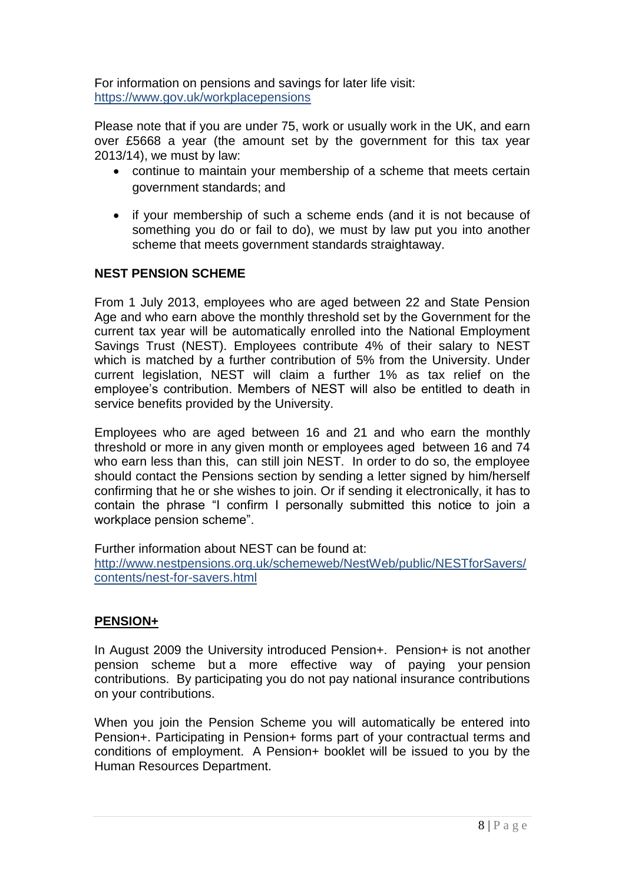For information on pensions and savings for later life visit: https://www.gov.uk/workplacepensions

Please note that if you are under 75, work or usually work in the UK, and earn over £5668 a year (the amount set by the government for this tax year 2013/14), we must by law:

- continue to maintain your membership of a scheme that meets certain government standards; and
- if your membership of such a scheme ends (and it is not because of something you do or fail to do), we must by law put you into another scheme that meets government standards straightaway.

**NEST PENSION SCHEME**

From 1 July 2013, employees who are aged between 22 and State Pension Age and who earn above the monthly threshold set by the Government for the current tax year will be automatically enrolled into the National Employment Savings Trust (NEST). Employees contribute 4% of their salary to NEST which is matched by a further contribution of 5% from the University. Under current legislation, NEST will claim a further 1% as tax relief on the employee's contribution. Members of NEST will also be entitled to death in service benefits provided by the University.

Employees who are aged between 16 and 21 and who earn the monthly threshold or more in any given month or employees aged between 16 and 74 who earn less than this, can still join NEST. In order to do so, the employee should contact the Pensions section by sending a letter signed by him/herself confirming that he or she wishes to join. Or if sending it electronically, it has to contain the phrase "I confirm I personally submitted this notice to join a workplace pension scheme".

Further information about NEST can be found at: http://www.nestpensions.org.uk/schemeweb/NestWeb/public/NESTforSavers/contents/nest-for-savers.html

**PENSION+**

In August 2009 the University introduced Pension+. Pension+ is not another pension scheme but a more effective way of paying your pension contributions. By participating you do not pay national insurance contributions on your contributions.

When you join the Pension Scheme you will automatically be entered into Pension+. Participating in Pension+ forms part of your contractual terms and conditions of employment. A Pension+ booklet will be issued to you by the Human Resources Department.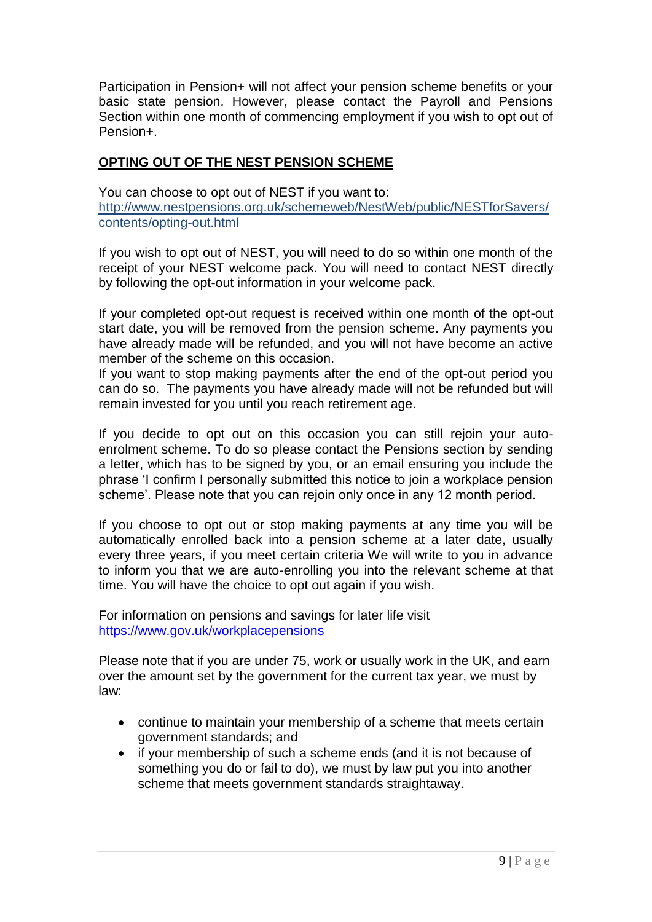Participation in Pension+ will not affect your pension scheme benefits or your basic state pension. However, please contact the Payroll and Pensions Section within one month of commencing employment if you wish to opt out of Pension+.

## OPTING OUT OF THE NEST PENSION SCHEME

You can choose to opt out of NEST if you want to:
[http://www.nestpensions.org.uk/schemeweb/NestWeb/public/NESTforSavers/contents/opting-out.html](http://www.nestpensions.org.uk/schemeweb/NestWeb/public/NESTforSavers/contents/opting-out.html)

If you wish to opt out of NEST, you will need to do so within one month of the receipt of your NEST welcome pack. You will need to contact NEST directly by following the opt-out information in your welcome pack.

If your completed opt-out request is received within one month of the opt-out start date, you will be removed from the pension scheme. Any payments you have already made will be refunded, and you will not have become an active member of the scheme on this occasion.
If you want to stop making payments after the end of the opt-out period you can do so. The payments you have already made will not be refunded but will remain invested for you until you reach retirement age.

If you decide to opt out on this occasion you can still rejoin your auto-enrolment scheme. To do so please contact the Pensions section by sending a letter, which has to be signed by you, or an email ensuring you include the phrase 'I confirm I personally submitted this notice to join a workplace pension scheme'. Please note that you can rejoin only once in any 12 month period.

If you choose to opt out or stop making payments at any time you will be automatically enrolled back into a pension scheme at a later date, usually every three years, if you meet certain criteria We will write to you in advance to inform you that we are auto-enrolling you into the relevant scheme at that time. You will have the choice to opt out again if you wish.

For information on pensions and savings for later life visit
[https://www.gov.uk/workplacepensions](https://www.gov.uk/workplacepensions)

Please note that if you are under 75, work or usually work in the UK, and earn over the amount set by the government for the current tax year, we must by law:

- continue to maintain your membership of a scheme that meets certain government standards; and
- if your membership of such a scheme ends (and it is not because of something you do or fail to do), we must by law put you into another scheme that meets government standards straightaway.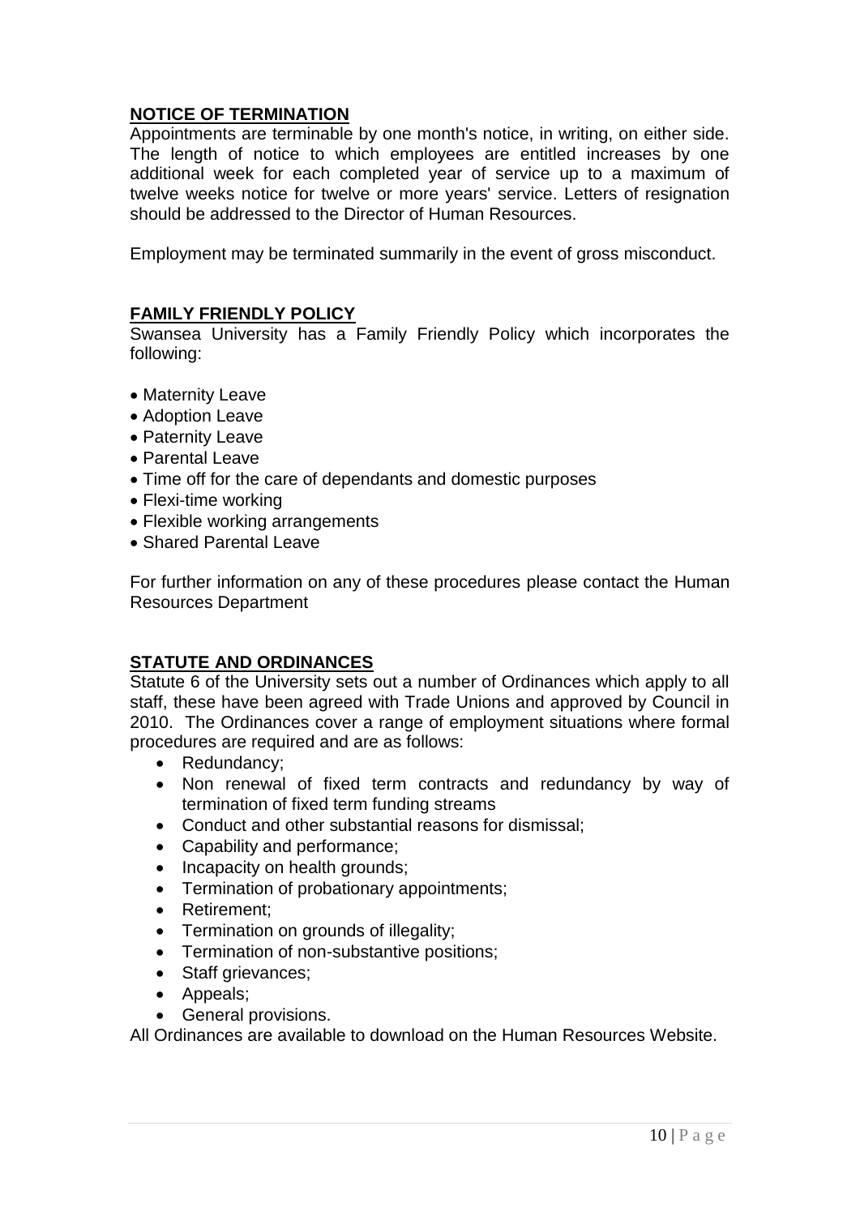## NOTICE OF TERMINATION

Appointments are terminable by one month's notice, in writing, on either side. The length of notice to which employees are entitled increases by one additional week for each completed year of service up to a maximum of twelve weeks notice for twelve or more years' service. Letters of resignation should be addressed to the Director of Human Resources.

Employment may be terminated summarily in the event of gross misconduct.

## FAMILY FRIENDLY POLICY

Swansea University has a Family Friendly Policy which incorporates the following:

- Maternity Leave
- Adoption Leave
- Paternity Leave
- Parental Leave
- Time off for the care of dependants and domestic purposes
- Flexi-time working
- Flexible working arrangements
- Shared Parental Leave

For further information on any of these procedures please contact the Human Resources Department

## STATUTE AND ORDINANCES

Statute 6 of the University sets out a number of Ordinances which apply to all staff, these have been agreed with Trade Unions and approved by Council in 2010. The Ordinances cover a range of employment situations where formal procedures are required and are as follows:

- Redundancy;
- Non renewal of fixed term contracts and redundancy by way of termination of fixed term funding streams
- Conduct and other substantial reasons for dismissal;
- Capability and performance;
- Incapacity on health grounds;
- Termination of probationary appointments;
- Retirement;
- Termination on grounds of illegality;
- Termination of non-substantive positions;
- Staff grievances;
- Appeals;
- General provisions.

All Ordinances are available to download on the Human Resources Website.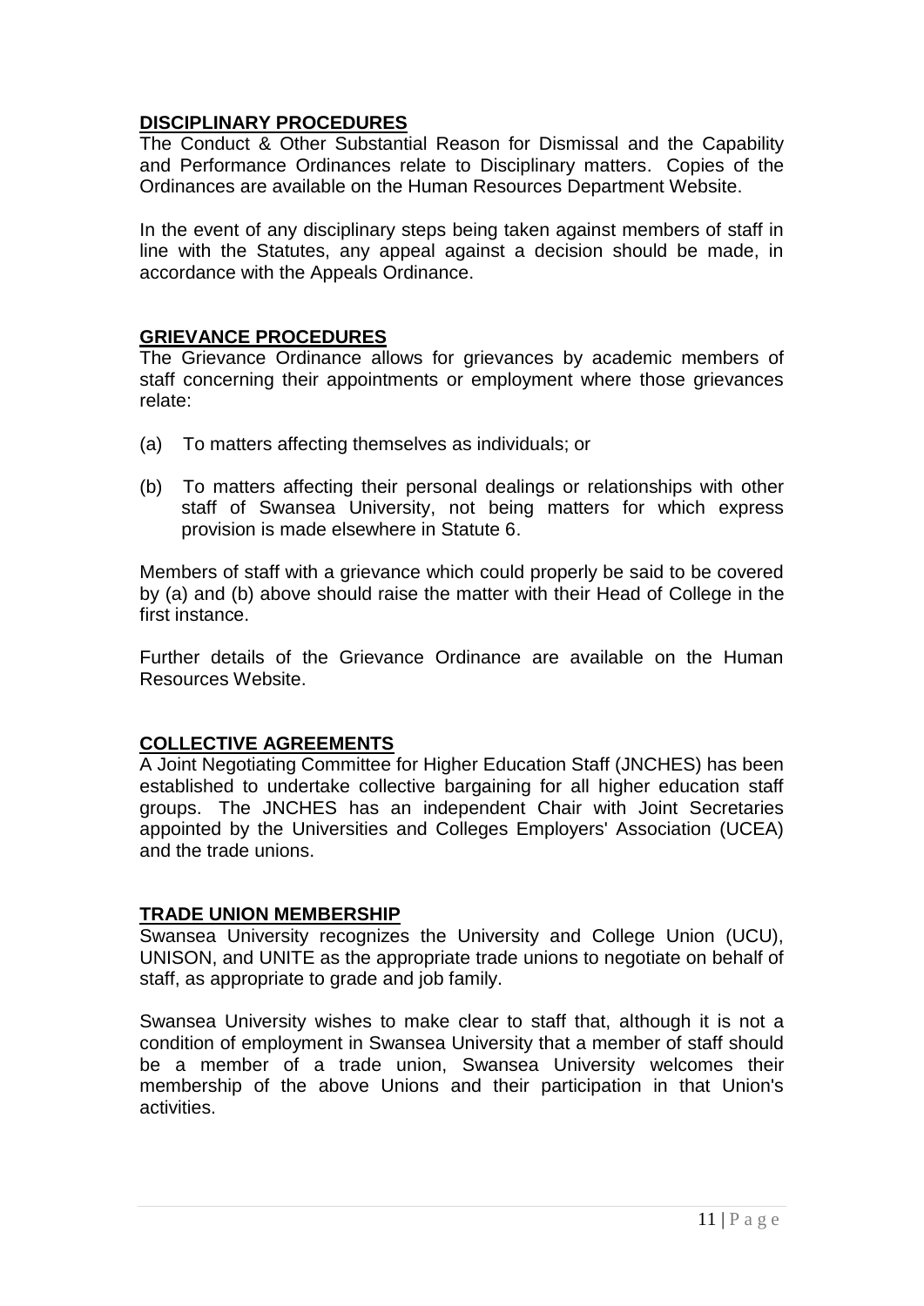## DISCIPLINARY PROCEDURES

The Conduct & Other Substantial Reason for Dismissal and the Capability and Performance Ordinances relate to Disciplinary matters. Copies of the Ordinances are available on the Human Resources Department Website.

In the event of any disciplinary steps being taken against members of staff in line with the Statutes, any appeal against a decision should be made, in accordance with the Appeals Ordinance.

## GRIEVANCE PROCEDURES

The Grievance Ordinance allows for grievances by academic members of staff concerning their appointments or employment where those grievances relate:

(a) To matters affecting themselves as individuals; or

(b) To matters affecting their personal dealings or relationships with other staff of Swansea University, not being matters for which express provision is made elsewhere in Statute 6.

Members of staff with a grievance which could properly be said to be covered by (a) and (b) above should raise the matter with their Head of College in the first instance.

Further details of the Grievance Ordinance are available on the Human Resources Website.

## COLLECTIVE AGREEMENTS

A Joint Negotiating Committee for Higher Education Staff (JNCHES) has been established to undertake collective bargaining for all higher education staff groups. The JNCHES has an independent Chair with Joint Secretaries appointed by the Universities and Colleges Employers' Association (UCEA) and the trade unions.

## TRADE UNION MEMBERSHIP

Swansea University recognizes the University and College Union (UCU), UNISON, and UNITE as the appropriate trade unions to negotiate on behalf of staff, as appropriate to grade and job family.

Swansea University wishes to make clear to staff that, although it is not a condition of employment in Swansea University that a member of staff should be a member of a trade union, Swansea University welcomes their membership of the above Unions and their participation in that Union's activities.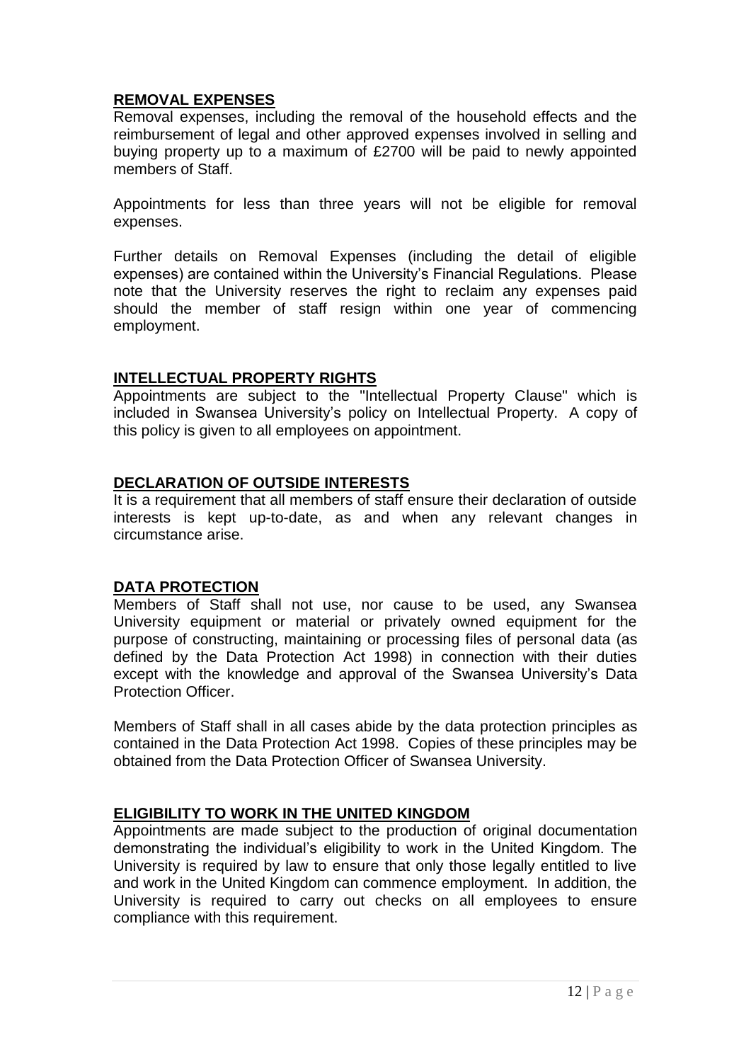## REMOVAL EXPENSES

Removal expenses, including the removal of the household effects and the reimbursement of legal and other approved expenses involved in selling and buying property up to a maximum of £2700 will be paid to newly appointed members of Staff.

Appointments for less than three years will not be eligible for removal expenses.

Further details on Removal Expenses (including the detail of eligible expenses) are contained within the University's Financial Regulations. Please note that the University reserves the right to reclaim any expenses paid should the member of staff resign within one year of commencing employment.

## INTELLECTUAL PROPERTY RIGHTS

Appointments are subject to the "Intellectual Property Clause" which is included in Swansea University's policy on Intellectual Property. A copy of this policy is given to all employees on appointment.

## DECLARATION OF OUTSIDE INTERESTS

It is a requirement that all members of staff ensure their declaration of outside interests is kept up-to-date, as and when any relevant changes in circumstance arise.

## DATA PROTECTION

Members of Staff shall not use, nor cause to be used, any Swansea University equipment or material or privately owned equipment for the purpose of constructing, maintaining or processing files of personal data (as defined by the Data Protection Act 1998) in connection with their duties except with the knowledge and approval of the Swansea University's Data Protection Officer.

Members of Staff shall in all cases abide by the data protection principles as contained in the Data Protection Act 1998. Copies of these principles may be obtained from the Data Protection Officer of Swansea University.

## ELIGIBILITY TO WORK IN THE UNITED KINGDOM

Appointments are made subject to the production of original documentation demonstrating the individual's eligibility to work in the United Kingdom. The University is required by law to ensure that only those legally entitled to live and work in the United Kingdom can commence employment. In addition, the University is required to carry out checks on all employees to ensure compliance with this requirement.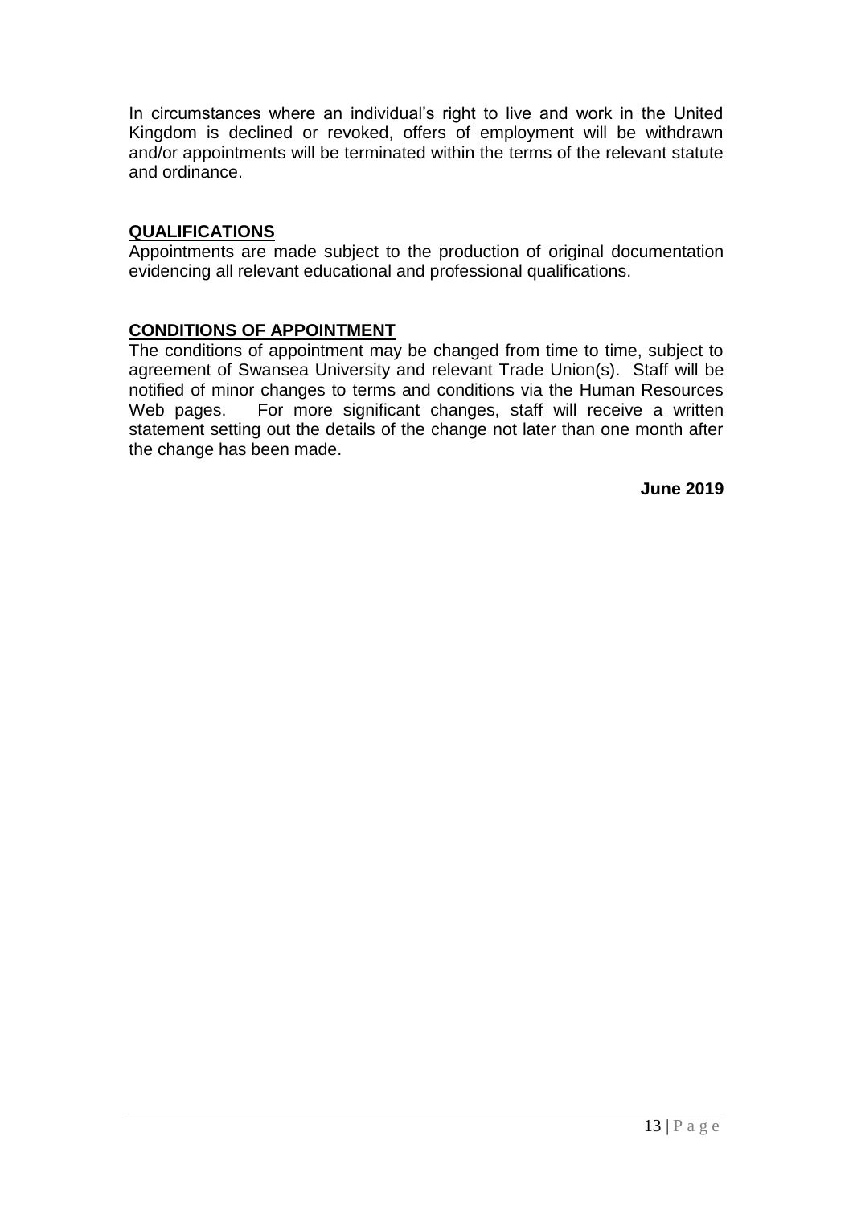In circumstances where an individual's right to live and work in the United Kingdom is declined or revoked, offers of employment will be withdrawn and/or appointments will be terminated within the terms of the relevant statute and ordinance.

## QUALIFICATIONS

Appointments are made subject to the production of original documentation evidencing all relevant educational and professional qualifications.

## CONDITIONS OF APPOINTMENT

The conditions of appointment may be changed from time to time, subject to agreement of Swansea University and relevant Trade Union(s). Staff will be notified of minor changes to terms and conditions via the Human Resources Web pages. For more significant changes, staff will receive a written statement setting out the details of the change not later than one month after the change has been made.

**June 2019**